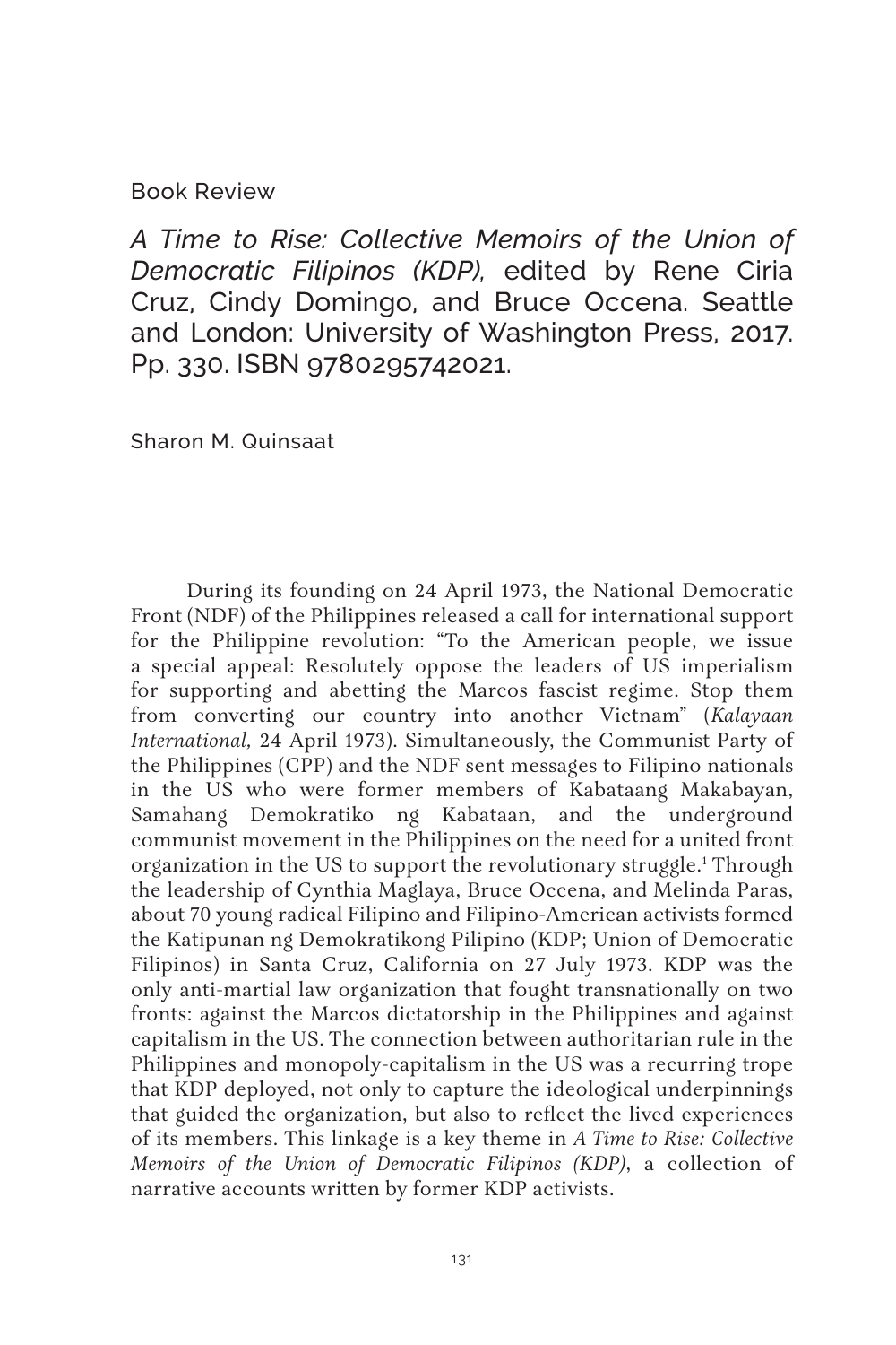Book Review

*A Time to Rise: Collective Memoirs of the Union of Democratic Filipinos (KDP),* edited by Rene Ciria Cruz, Cindy Domingo, and Bruce Occena. Seattle and London: University of Washington Press, 2017. Pp. 330. ISBN 9780295742021.

Sharon M. Quinsaat

During its founding on 24 April 1973, the National Democratic Front (NDF) of the Philippines released a call for international support for the Philippine revolution: "To the American people, we issue a special appeal: Resolutely oppose the leaders of US imperialism for supporting and abetting the Marcos fascist regime. Stop them from converting our country into another Vietnam" (*Kalayaan International,* 24 April 1973). Simultaneously, the Communist Party of the Philippines (CPP) and the NDF sent messages to Filipino nationals in the US who were former members of Kabataang Makabayan, Samahang Demokratiko ng Kabataan, and the underground communist movement in the Philippines on the need for a united front organization in the US to support the revolutionary struggle.[1] Through the leadership of Cynthia Maglaya, Bruce Occena, and Melinda Paras, about 70 young radical Filipino and Filipino-American activists formed the Katipunan ng Demokratikong Pilipino (KDP; Union of Democratic Filipinos) in Santa Cruz, California on 27 July 1973. KDP was the only anti-martial law organization that fought transnationally on two fronts: against the Marcos dictatorship in the Philippines and against capitalism in the US. The connection between authoritarian rule in the Philippines and monopoly-capitalism in the US was a recurring trope that KDP deployed, not only to capture the ideological underpinnings that guided the organization, but also to reflect the lived experiences of its members. This linkage is a key theme in *A Time to Rise: Collective Memoirs of the Union of Democratic Filipinos (KDP)*, a collection of narrative accounts written by former KDP activists.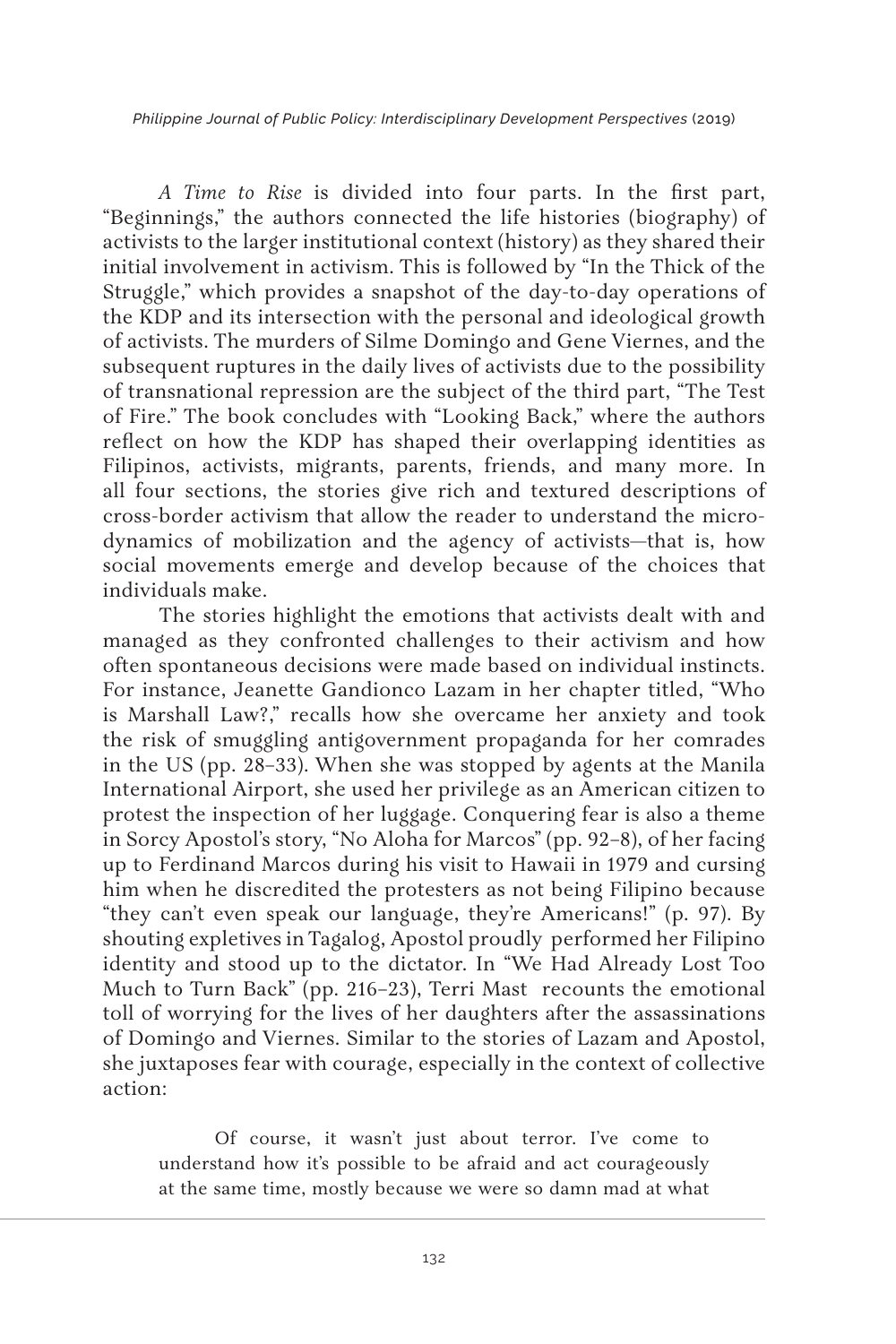*A Time to Rise* is divided into four parts. In the first part, "Beginnings," the authors connected the life histories (biography) of activists to the larger institutional context (history) as they shared their initial involvement in activism. This is followed by "In the Thick of the Struggle," which provides a snapshot of the day-to-day operations of the KDP and its intersection with the personal and ideological growth of activists. The murders of Silme Domingo and Gene Viernes, and the subsequent ruptures in the daily lives of activists due to the possibility of transnational repression are the subject of the third part, "The Test of Fire." The book concludes with "Looking Back," where the authors reflect on how the KDP has shaped their overlapping identities as Filipinos, activists, migrants, parents, friends, and many more. In all four sections, the stories give rich and textured descriptions of cross-border activism that allow the reader to understand the micro-dynamics of mobilization and the agency of activists—that is, how social movements emerge and develop because of the choices that individuals make.

The stories highlight the emotions that activists dealt with and managed as they confronted challenges to their activism and how often spontaneous decisions were made based on individual instincts. For instance, Jeanette Gandionco Lazam in her chapter titled, "Who is Marshall Law?," recalls how she overcame her anxiety and took the risk of smuggling antigovernment propaganda for her comrades in the US (pp. 28–33). When she was stopped by agents at the Manila International Airport, she used her privilege as an American citizen to protest the inspection of her luggage. Conquering fear is also a theme in Sorcy Apostol's story, "No Aloha for Marcos" (pp. 92–8), of her facing up to Ferdinand Marcos during his visit to Hawaii in 1979 and cursing him when he discredited the protesters as not being Filipino because "they can't even speak our language, they're Americans!" (p. 97). By shouting expletives in Tagalog, Apostol proudly performed her Filipino identity and stood up to the dictator. In "We Had Already Lost Too Much to Turn Back" (pp. 216–23), Terri Mast recounts the emotional toll of worrying for the lives of her daughters after the assassinations of Domingo and Viernes. Similar to the stories of Lazam and Apostol, she juxtaposes fear with courage, especially in the context of collective action:

> Of course, it wasn't just about terror. I've come to understand how it's possible to be afraid and act courageously at the same time, mostly because we were so damn mad at what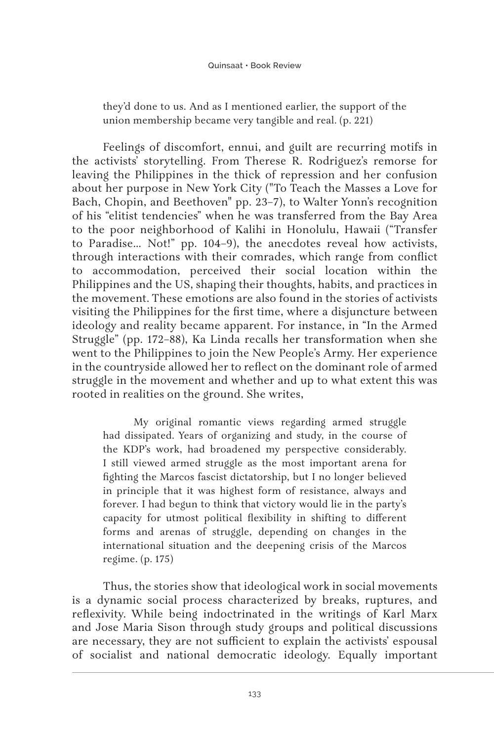> they'd done to us. And as I mentioned earlier, the support of the union membership became very tangible and real. (p. 221)

Feelings of discomfort, ennui, and guilt are recurring motifs in the activists' storytelling. From Therese R. Rodriguez's remorse for leaving the Philippines in the thick of repression and her confusion about her purpose in New York City ("To Teach the Masses a Love for Bach, Chopin, and Beethoven" pp. 23–7), to Walter Yonn's recognition of his "elitist tendencies" when he was transferred from the Bay Area to the poor neighborhood of Kalihi in Honolulu, Hawaii ("Transfer to Paradise... Not!" pp. 104–9), the anecdotes reveal how activists, through interactions with their comrades, which range from conflict to accommodation, perceived their social location within the Philippines and the US, shaping their thoughts, habits, and practices in the movement. These emotions are also found in the stories of activists visiting the Philippines for the first time, where a disjuncture between ideology and reality became apparent. For instance, in "In the Armed Struggle" (pp. 172–88), Ka Linda recalls her transformation when she went to the Philippines to join the New People's Army. Her experience in the countryside allowed her to reflect on the dominant role of armed struggle in the movement and whether and up to what extent this was rooted in realities on the ground. She writes,

> My original romantic views regarding armed struggle had dissipated. Years of organizing and study, in the course of the KDP's work, had broadened my perspective considerably. I still viewed armed struggle as the most important arena for fighting the Marcos fascist dictatorship, but I no longer believed in principle that it was highest form of resistance, always and forever. I had begun to think that victory would lie in the party's capacity for utmost political flexibility in shifting to different forms and arenas of struggle, depending on changes in the international situation and the deepening crisis of the Marcos regime. (p. 175)

Thus, the stories show that ideological work in social movements is a dynamic social process characterized by breaks, ruptures, and reflexivity. While being indoctrinated in the writings of Karl Marx and Jose Maria Sison through study groups and political discussions are necessary, they are not sufficient to explain the activists' espousal of socialist and national democratic ideology. Equally important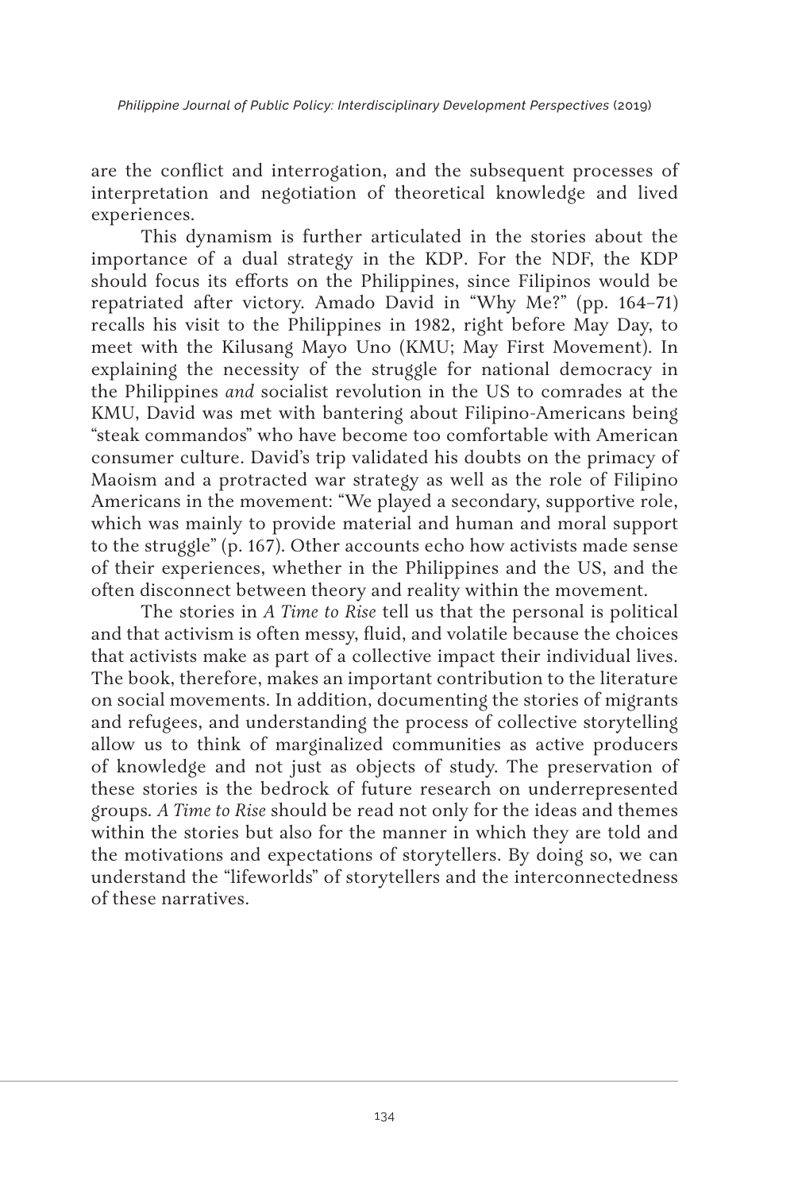are the conflict and interrogation, and the subsequent processes of interpretation and negotiation of theoretical knowledge and lived experiences.

This dynamism is further articulated in the stories about the importance of a dual strategy in the KDP. For the NDF, the KDP should focus its efforts on the Philippines, since Filipinos would be repatriated after victory. Amado David in "Why Me?" (pp. 164–71) recalls his visit to the Philippines in 1982, right before May Day, to meet with the Kilusang Mayo Uno (KMU; May First Movement). In explaining the necessity of the struggle for national democracy in the Philippines *and* socialist revolution in the US to comrades at the KMU, David was met with bantering about Filipino-Americans being "steak commandos" who have become too comfortable with American consumer culture. David's trip validated his doubts on the primacy of Maoism and a protracted war strategy as well as the role of Filipino Americans in the movement: "We played a secondary, supportive role, which was mainly to provide material and human and moral support to the struggle" (p. 167). Other accounts echo how activists made sense of their experiences, whether in the Philippines and the US, and the often disconnect between theory and reality within the movement.

The stories in *A Time to Rise* tell us that the personal is political and that activism is often messy, fluid, and volatile because the choices that activists make as part of a collective impact their individual lives. The book, therefore, makes an important contribution to the literature on social movements. In addition, documenting the stories of migrants and refugees, and understanding the process of collective storytelling allow us to think of marginalized communities as active producers of knowledge and not just as objects of study. The preservation of these stories is the bedrock of future research on underrepresented groups. *A Time to Rise* should be read not only for the ideas and themes within the stories but also for the manner in which they are told and the motivations and expectations of storytellers. By doing so, we can understand the "lifeworlds" of storytellers and the interconnectedness of these narratives.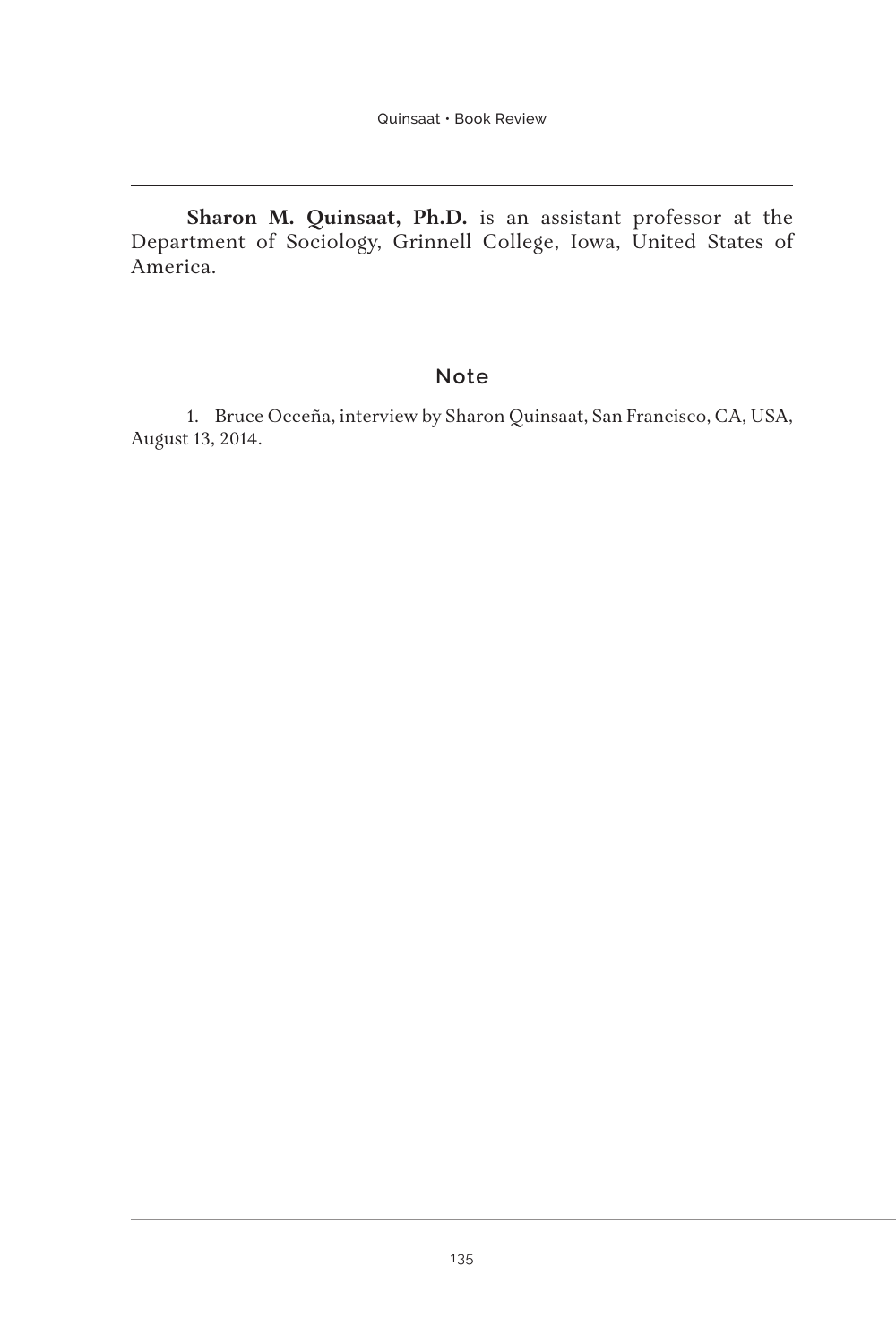**Sharon M. Quinsaat, Ph.D.** is an assistant professor at the Department of Sociology, Grinnell College, Iowa, United States of America.

## Note

1. Bruce Occeña, interview by Sharon Quinsaat, San Francisco, CA, USA, August 13, 2014.